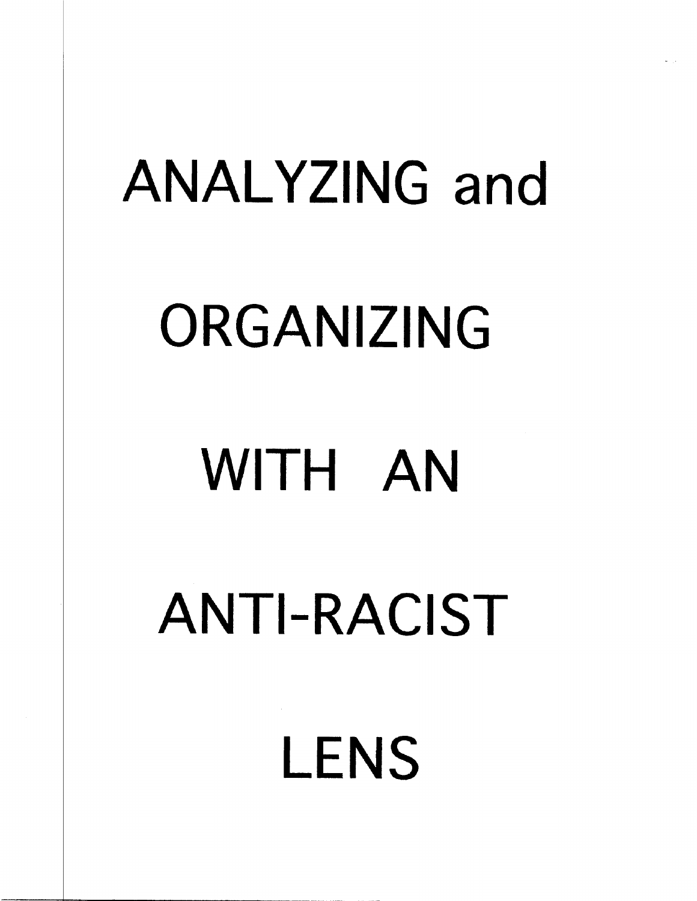# ANALYZING and ORGANIZING WITH AN ANTI-RACIST LENS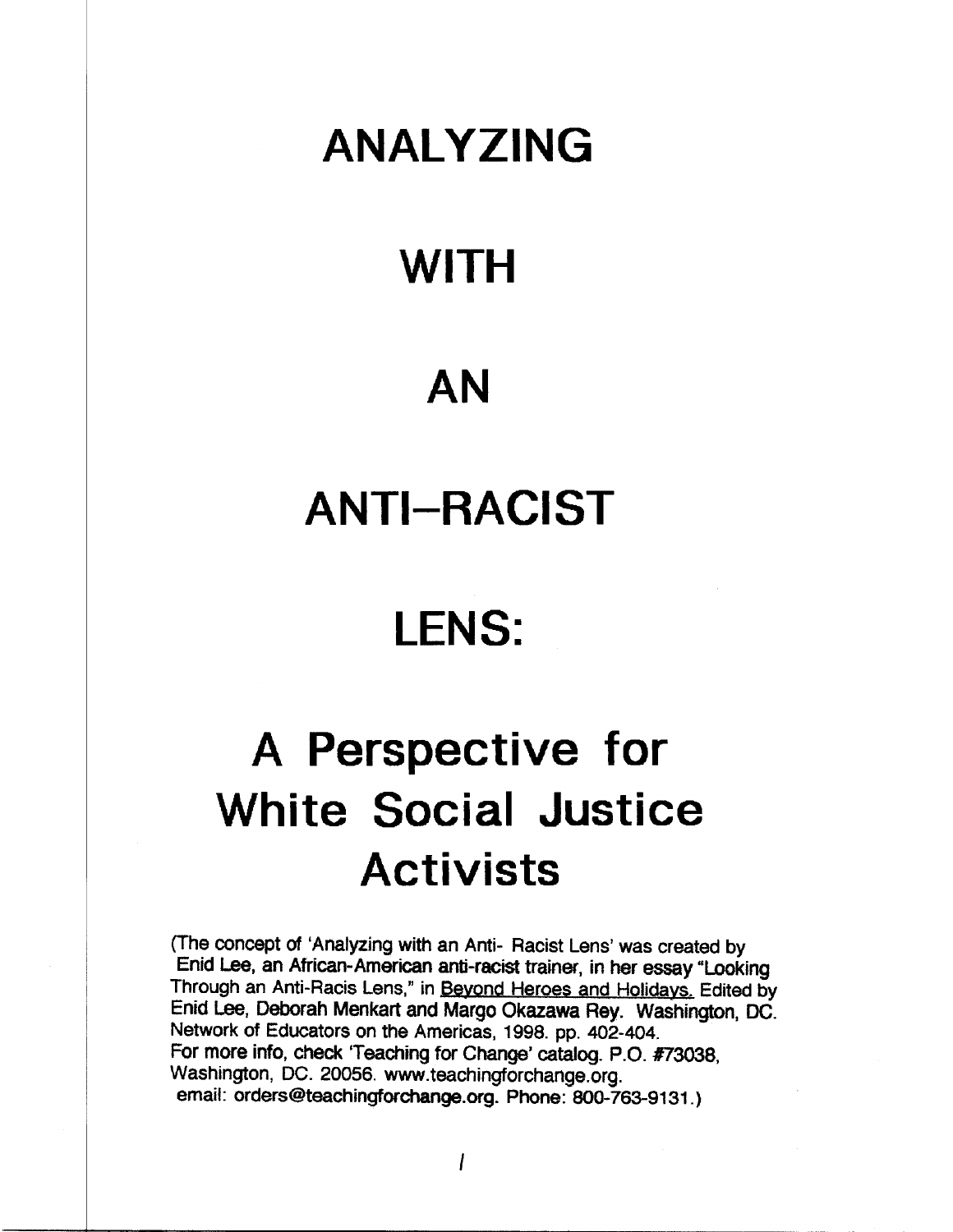# ANALYZING

# WITH

# AN

# ANTI–RACIST

# LENS:

# A Perspective for White Social Justice Activists

(The concept of 'Analyzing with an Anti- Racist Lens' was created by Enid Lee, an African-American anti-racist trainer, in her essay "Looking Through an Anti-Racis Lens," in Beyond Heroes and Holidays. Edited by Enid Lee, Deborah Menkart and Margo Okazawa Rey. Washington, DC. Network of Educators on the Americas, 1998. pp. 402-404.
For more info, check 'Teaching for Change' catalog. P.O. #73038, Washington, DC. 20056. www.teachingforchange.org.
email: orders@teachingforchange.org. Phone: 800-763-9131.)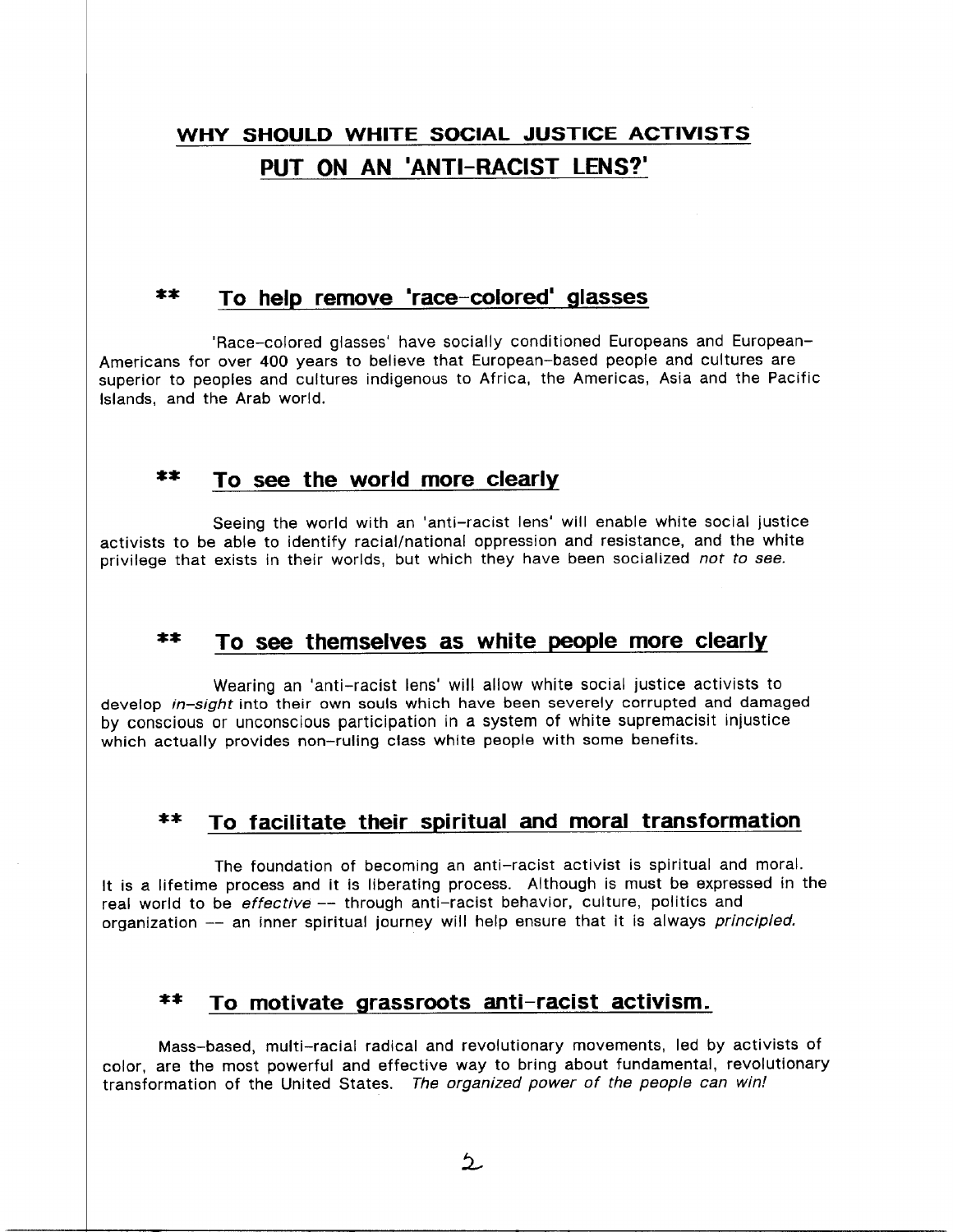## WHY SHOULD WHITE SOCIAL JUSTICE ACTIVISTS PUT ON AN 'ANTI-RACIST LENS?'

### ** To help remove 'race-colored' glasses

'Race-colored glasses' have socially conditioned Europeans and European-Americans for over 400 years to believe that European-based people and cultures are superior to peoples and cultures indigenous to Africa, the Americas, Asia and the Pacific Islands, and the Arab world.

### ** To see the world more clearly

Seeing the world with an 'anti-racist lens' will enable white social justice activists to be able to identify racial/national oppression and resistance, and the white privilege that exists in their worlds, but which they have been socialized *not to see.*

### ** To see themselves as white people more clearly

Wearing an 'anti-racist lens' will allow white social justice activists to develop *in-sight* into their own souls which have been severely corrupted and damaged by conscious or unconscious participation in a system of white supremacisit injustice which actually provides non-ruling class white people with some benefits.

### ** To facilitate their spiritual and moral transformation

The foundation of becoming an anti-racist activist is spiritual and moral. It is a lifetime process and it is liberating process. Although is must be expressed in the real world to be *effective* -- through anti-racist behavior, culture, politics and organization -- an inner spiritual journey will help ensure that it is always *principled.*

### ** To motivate grassroots anti-racist activism.

Mass-based, multi-racial radical and revolutionary movements, led by activists of color, are the most powerful and effective way to bring about fundamental, revolutionary transformation of the United States. *The organized power of the people can win!*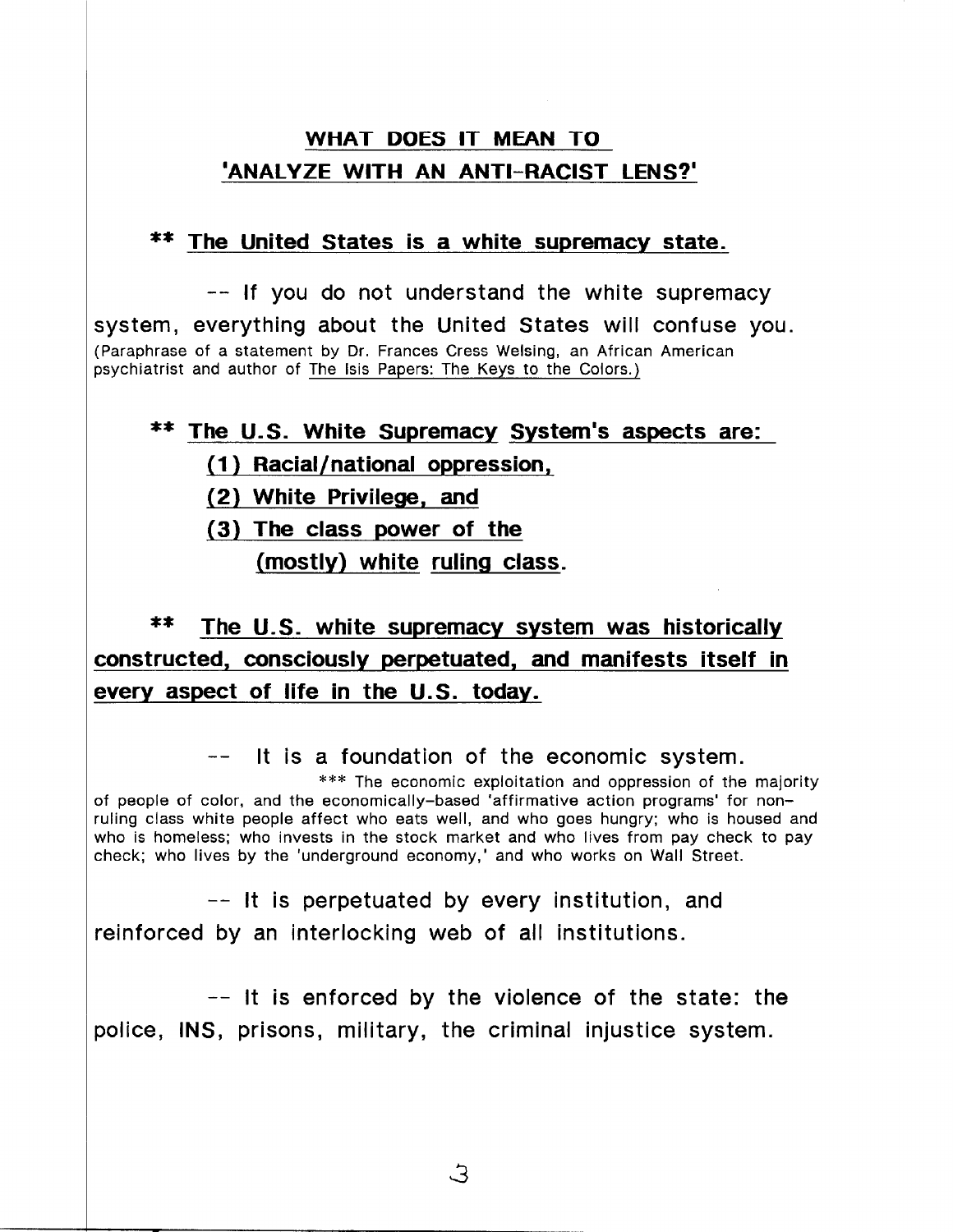## WHAT DOES IT MEAN TO 'ANALYZE WITH AN ANTI-RACIST LENS?'

**\*\* The United States is a white supremacy state.**

-- If you do not understand the white supremacy system, everything about the United States will confuse you. (Paraphrase of a statement by Dr. Frances Cress Welsing, an African American psychiatrist and author of The Isis Papers: The Keys to the Colors.)

**\*\* The U.S. White Supremacy System's aspects are:**

**(1) Racial/national oppression,**

**(2) White Privilege, and**

**(3) The class power of the (mostly) white ruling class.**

**\*\* The U.S. white supremacy system was historically constructed, consciously perpetuated, and manifests itself in every aspect of life in the U.S. today.**

-- It is a foundation of the economic system.

\*\*\* The economic exploitation and oppression of the majority of people of color, and the economically-based 'affirmative action programs' for non-ruling class white people affect who eats well, and who goes hungry; who is housed and who is homeless; who invests in the stock market and who lives from pay check to pay check; who lives by the 'underground economy,' and who works on Wall Street.

-- It is perpetuated by every institution, and reinforced by an interlocking web of all institutions.

-- It is enforced by the violence of the state: the police, INS, prisons, military, the criminal injustice system.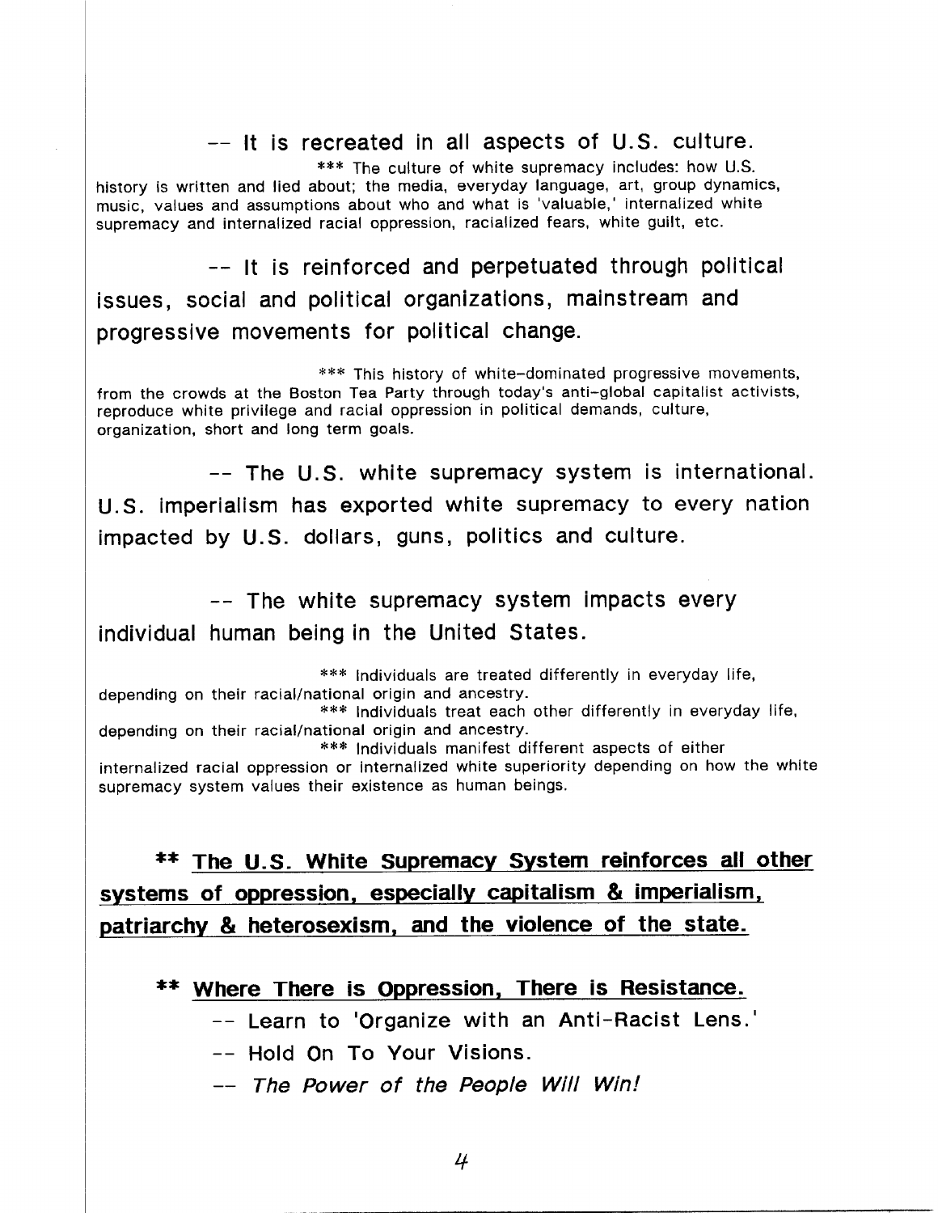-- It is recreated in all aspects of U.S. culture.

*** The culture of white supremacy includes: how U.S. history is written and lied about; the media, everyday language, art, group dynamics, music, values and assumptions about who and what is 'valuable,' internalized white supremacy and internalized racial oppression, racialized fears, white guilt, etc.

-- It is reinforced and perpetuated through political issues, social and political organizations, mainstream and progressive movements for political change.

*** This history of white-dominated progressive movements, from the crowds at the Boston Tea Party through today's anti-global capitalist activists, reproduce white privilege and racial oppression in political demands, culture, organization, short and long term goals.

-- The U.S. white supremacy system is international. U.S. imperialism has exported white supremacy to every nation impacted by U.S. dollars, guns, politics and culture.

-- The white supremacy system impacts every individual human being in the United States.

*** Individuals are treated differently in everyday life, depending on their racial/national origin and ancestry.

*** Individuals treat each other differently in everyday life, depending on their racial/national origin and ancestry.

*** Individuals manifest different aspects of either internalized racial oppression or internalized white superiority depending on how the white supremacy system values their existence as human beings.

**** <u>The U.S. White Supremacy System reinforces all other systems of oppression, especially capitalism & imperialism, patriarchy & heterosexism, and the violence of the state.</u>**

**** <u>Where There is Oppression, There is Resistance.</u>**

-- Learn to 'Organize with an Anti-Racist Lens.'

-- Hold On To Your Visions.

-- *The Power of the People Will Win!*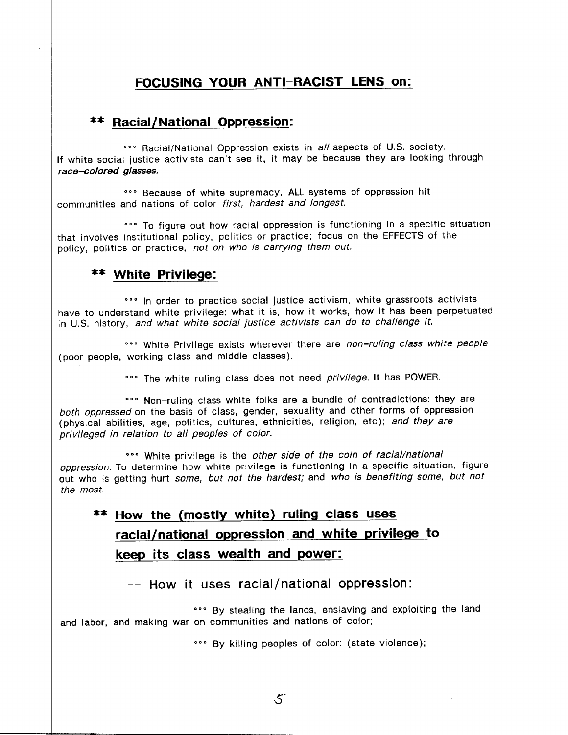## FOCUSING YOUR ANTI-RACIST LENS on:

### ** Racial/National Oppression:

°°° Racial/National Oppression exists in *all* aspects of U.S. society. If white social justice activists can't see it, it may be because they are looking through ***race-colored glasses.***

°°° Because of white supremacy, ALL systems of oppression hit communities and nations of color *first, hardest and longest.*

°°° To figure out how racial oppression is functioning in a specific situation that involves institutional policy, politics or practice; focus on the EFFECTS of the policy, politics or practice, *not on who is carrying them out.*

### ** White Privilege:

°°° In order to practice social justice activism, white grassroots activists have to understand white privilege: what it is, how it works, how it has been perpetuated in U.S. history, *and what white social justice activists can do to challenge it.*

°°° White Privilege exists wherever there are *non-ruling class white people* (poor people, working class and middle classes).

°°° The white ruling class does not need *privilege.* It has POWER.

°°° Non-ruling class white folks are a bundle of contradictions: they are *both oppressed* on the basis of class, gender, sexuality and other forms of oppression (physical abilities, age, politics, cultures, ethnicities, religion, etc); *and they are privileged in relation to all peoples of color.*

°°° White privilege is the *other side of the coin of racial/national oppression.* To determine how white privilege is functioning in a specific situation, figure out who is getting hurt *some, but not the hardest;* and *who is benefiting some, but not the most.*

### ** How the (mostly white) ruling class uses racial/national oppression and white privilege to keep its class wealth and power:

#### -- How it uses racial/national oppression:

°°° By stealing the lands, enslaving and exploiting the land and labor, and making war on communities and nations of color;

°°° By killing peoples of color: (state violence);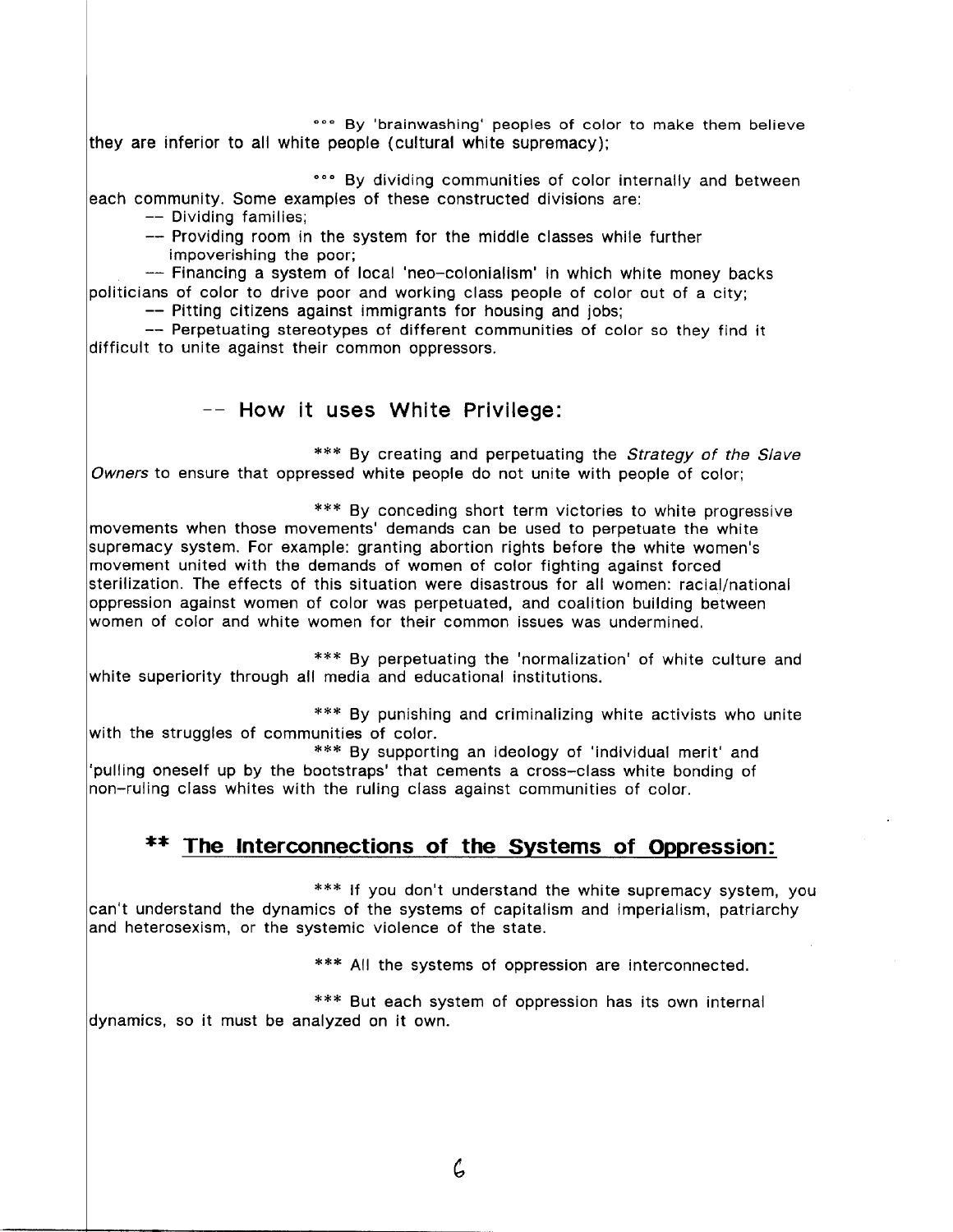°°° By 'brainwashing' peoples of color to make them believe they are inferior to all white people (cultural white supremacy);

°°° By dividing communities of color internally and between each community. Some examples of these constructed divisions are:

-- Dividing families;

-- Providing room in the system for the middle classes while further impoverishing the poor;

-- Financing a system of local 'neo-colonialism' in which white money backs politicians of color to drive poor and working class people of color out of a city;

-- Pitting citizens against immigrants for housing and jobs;

-- Perpetuating stereotypes of different communities of color so they find it difficult to unite against their common oppressors.

### -- How it uses White Privilege:

*** By creating and perpetuating the *Strategy of the Slave Owners* to ensure that oppressed white people do not unite with people of color;

*** By conceding short term victories to white progressive movements when those movements' demands can be used to perpetuate the white supremacy system. For example: granting abortion rights before the white women's movement united with the demands of women of color fighting against forced sterilization. The effects of this situation were disastrous for all women: racial/national oppression against women of color was perpetuated, and coalition building between women of color and white women for their common issues was undermined.

*** By perpetuating the 'normalization' of white culture and white superiority through all media and educational institutions.

*** By punishing and criminalizing white activists who unite with the struggles of communities of color.

*** By supporting an ideology of 'individual merit' and 'pulling oneself up by the bootstraps' that cements a cross-class white bonding of non-ruling class whites with the ruling class against communities of color.

## ** <u>The Interconnections of the Systems of Oppression:</u>

*** If you don't understand the white supremacy system, you can't understand the dynamics of the systems of capitalism and imperialism, patriarchy and heterosexism, or the systemic violence of the state.

*** All the systems of oppression are interconnected.

*** But each system of oppression has its own internal dynamics, so it must be analyzed on it own.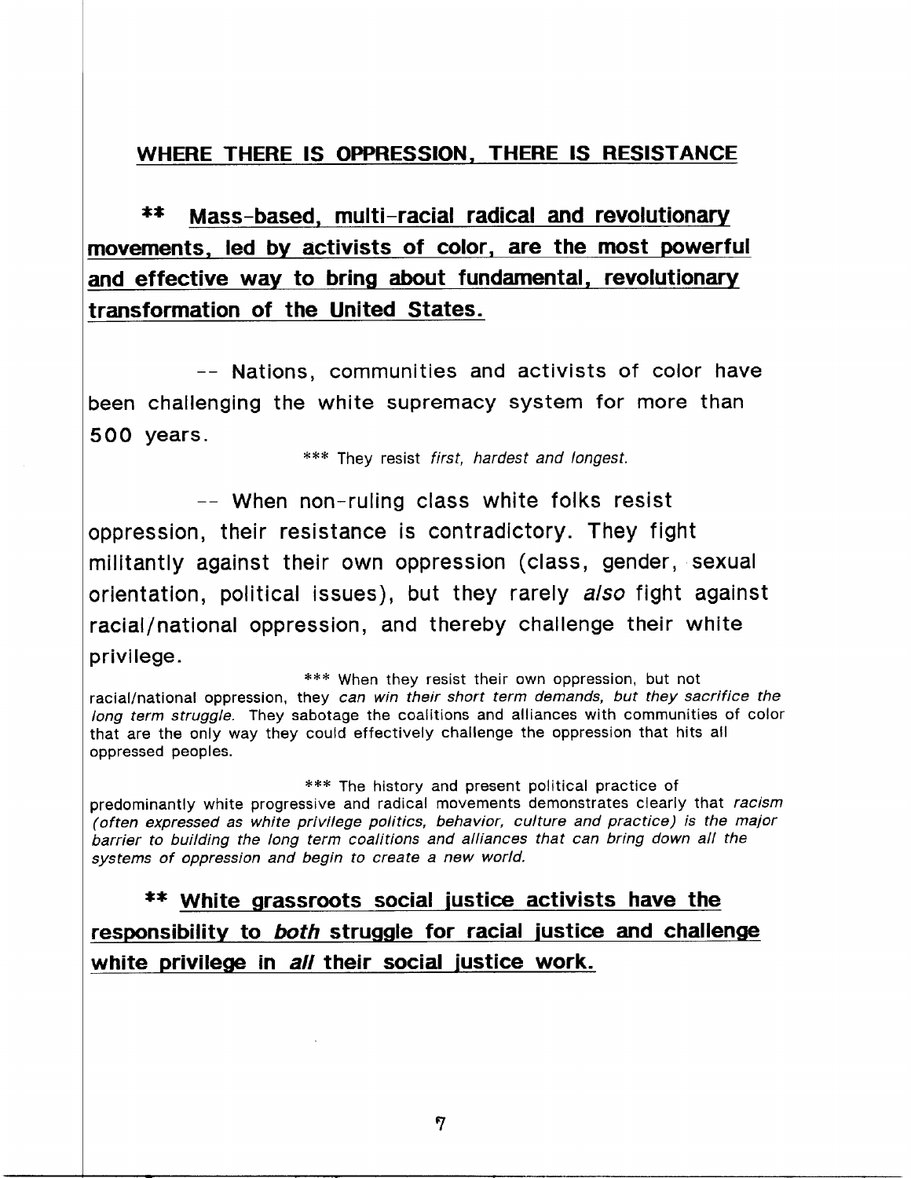## WHERE THERE IS OPPRESSION, THERE IS RESISTANCE

**\*\* Mass-based, multi-racial radical and revolutionary movements, led by activists of color, are the most powerful and effective way to bring about fundamental, revolutionary transformation of the United States.**

-- Nations, communities and activists of color have been challenging the white supremacy system for more than 500 years.

*** They resist *first, hardest and longest.*

-- When non-ruling class white folks resist oppression, their resistance is contradictory. They fight militantly against their own oppression (class, gender, sexual orientation, political issues), but they rarely *also* fight against racial/national oppression, and thereby challenge their white privilege.

*** When they resist their own oppression, but not racial/national oppression, they *can win their short term demands, but they sacrifice the long term struggle.* They sabotage the coalitions and alliances with communities of color that are the only way they could effectively challenge the oppression that hits all oppressed peoples.

*** The history and present political practice of predominantly white progressive and radical movements demonstrates clearly that *racism (often expressed as white privilege politics, behavior, culture and practice) is the major barrier to building the long term coalitions and alliances that can bring down all the systems of oppression and begin to create a new world.*

**\*\* White grassroots social justice activists have the responsibility to *both* struggle for racial justice and challenge white privilege in *all* their social justice work.**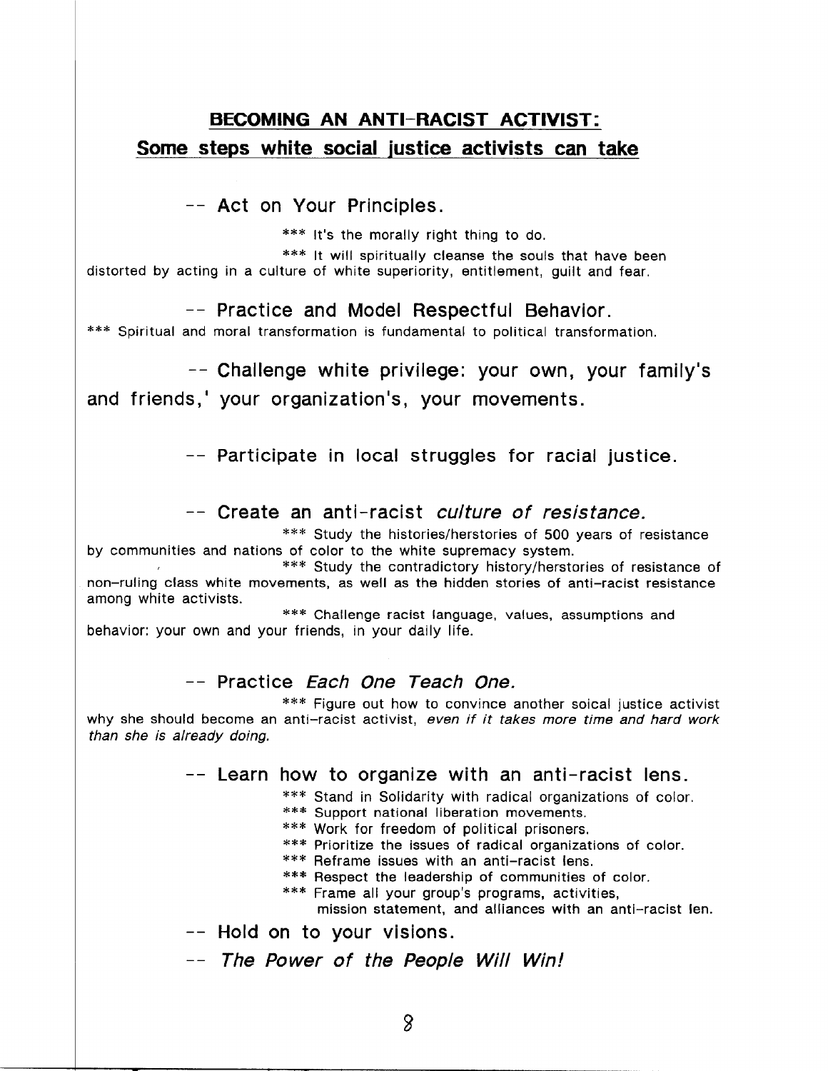## **BECOMING AN ANTI-RACIST ACTIVIST:**
## **Some steps white social justice activists can take**

-- Act on Your Principles.

*** It's the morally right thing to do.

*** It will spiritually cleanse the souls that have been distorted by acting in a culture of white superiority, entitlement, guilt and fear.

-- Practice and Model Respectful Behavior.

*** Spiritual and moral transformation is fundamental to political transformation.

-- Challenge white privilege: your own, your family's and friends,' your organization's, your movements.

-- Participate in local struggles for racial justice.

-- Create an anti-racist *culture of resistance.*

*** Study the histories/herstories of 500 years of resistance by communities and nations of color to the white supremacy system.

*** Study the contradictory history/herstories of resistance of non-ruling class white movements, as well as the hidden stories of anti-racist resistance among white activists.

*** Challenge racist language, values, assumptions and behavior: your own and your friends, in your daily life.

-- Practice *Each One Teach One.*

*** Figure out how to convince another soical justice activist why she should become an anti-racist activist, *even if it takes more time and hard work than she is already doing.*

-- Learn how to organize with an anti-racist lens.

*** Stand in Solidarity with radical organizations of color.
*** Support national liberation movements.
*** Work for freedom of political prisoners.
*** Prioritize the issues of radical organizations of color.
*** Reframe issues with an anti-racist lens.
*** Respect the leadership of communities of color.
*** Frame all your group's programs, activities, mission statement, and alliances with an anti-racist len.

-- Hold on to your visions.

-- *The Power of the People Will Win!*